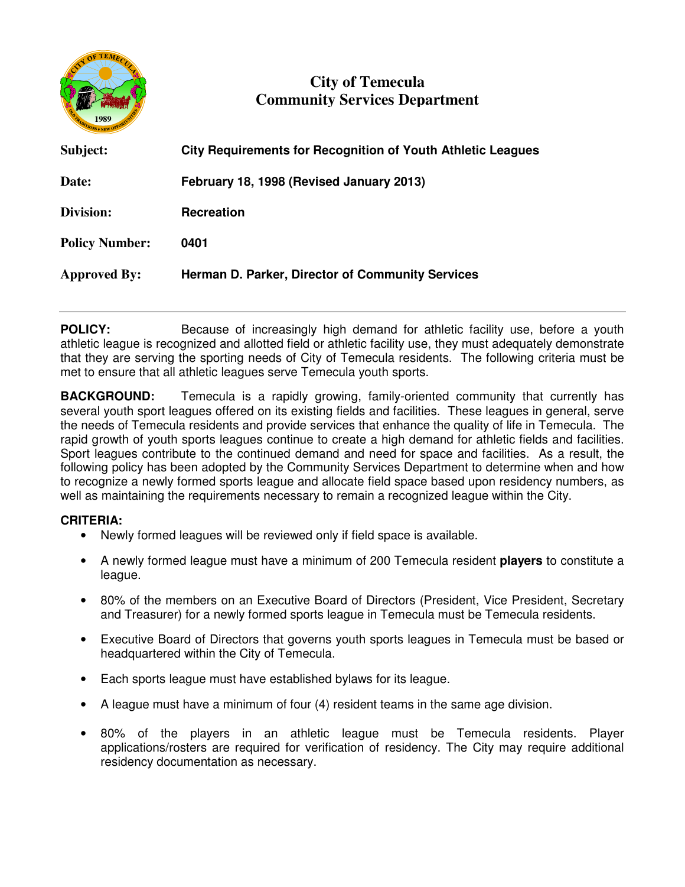# City of Temecula
## Community Services Department

**Subject:** **City Requirements for Recognition of Youth Athletic Leagues**

**Date:** **February 18, 1998 (Revised January 2013)**

**Division:** **Recreation**

**Policy Number:** **0401**

**Approved By:** **Herman D. Parker, Director of Community Services**

---

**POLICY:** Because of increasingly high demand for athletic facility use, before a youth athletic league is recognized and allotted field or athletic facility use, they must adequately demonstrate that they are serving the sporting needs of City of Temecula residents. The following criteria must be met to ensure that all athletic leagues serve Temecula youth sports.

**BACKGROUND:** Temecula is a rapidly growing, family-oriented community that currently has several youth sport leagues offered on its existing fields and facilities. These leagues in general, serve the needs of Temecula residents and provide services that enhance the quality of life in Temecula. The rapid growth of youth sports leagues continue to create a high demand for athletic fields and facilities. Sport leagues contribute to the continued demand and need for space and facilities. As a result, the following policy has been adopted by the Community Services Department to determine when and how to recognize a newly formed sports league and allocate field space based upon residency numbers, as well as maintaining the requirements necessary to remain a recognized league within the City.

**CRITERIA:**

- Newly formed leagues will be reviewed only if field space is available.
- A newly formed league must have a minimum of 200 Temecula resident **players** to constitute a league.
- 80% of the members on an Executive Board of Directors (President, Vice President, Secretary and Treasurer) for a newly formed sports league in Temecula must be Temecula residents.
- Executive Board of Directors that governs youth sports leagues in Temecula must be based or headquartered within the City of Temecula.
- Each sports league must have established bylaws for its league.
- A league must have a minimum of four (4) resident teams in the same age division.
- 80% of the players in an athletic league must be Temecula residents. Player applications/rosters are required for verification of residency. The City may require additional residency documentation as necessary.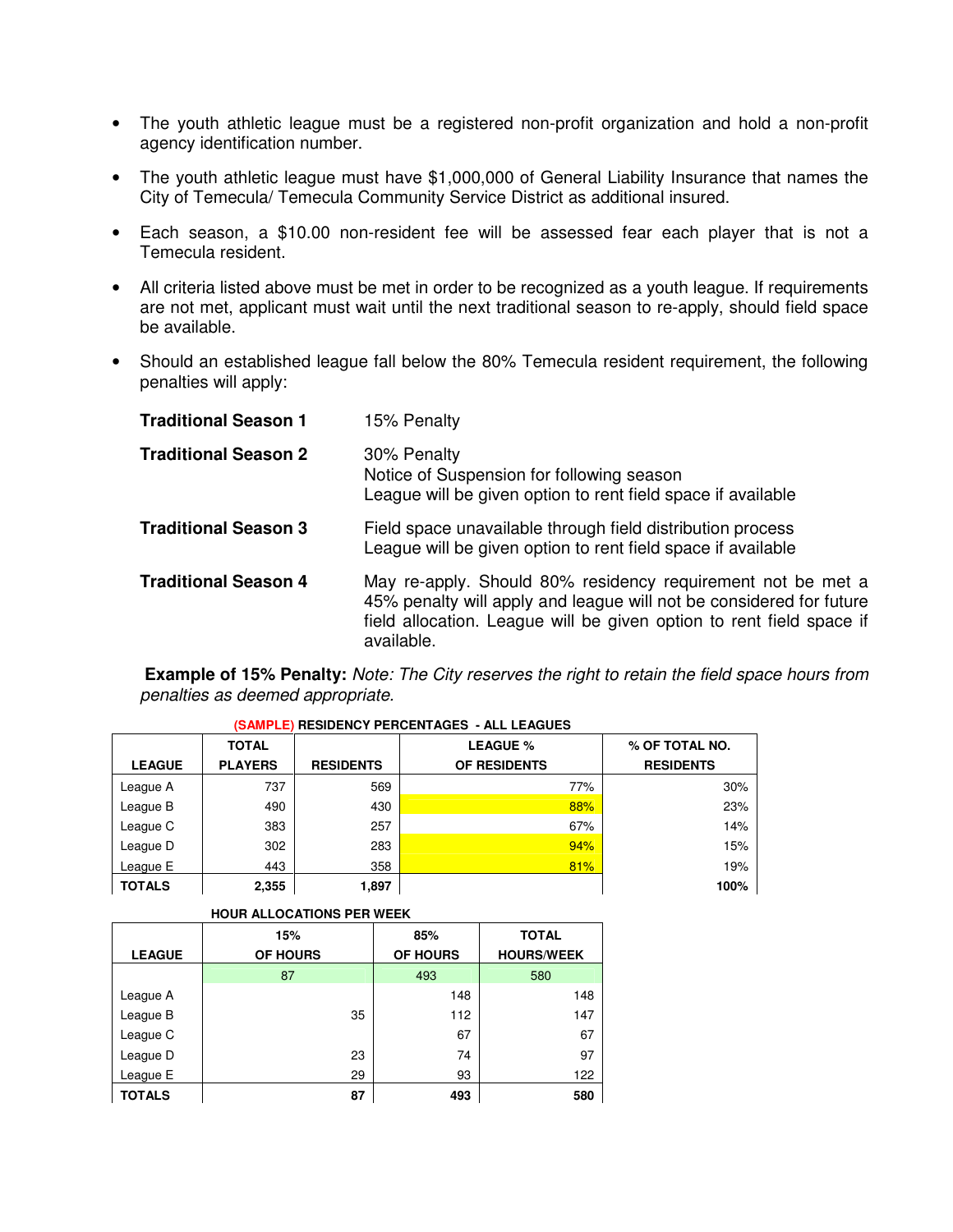- The youth athletic league must be a registered non-profit organization and hold a non-profit agency identification number.

- The youth athletic league must have $1,000,000 of General Liability Insurance that names the City of Temecula/ Temecula Community Service District as additional insured.

- Each season, a $10.00 non-resident fee will be assessed fear each player that is not a Temecula resident.

- All criteria listed above must be met in order to be recognized as a youth league. If requirements are not met, applicant must wait until the next traditional season to re-apply, should field space be available.

- Should an established league fall below the 80% Temecula resident requirement, the following penalties will apply:

| | |
|---|---|
| **Traditional Season 1** | 15% Penalty |
| **Traditional Season 2** | 30% Penalty<br>Notice of Suspension for following season<br>League will be given option to rent field space if available |
| **Traditional Season 3** | Field space unavailable through field distribution process<br>League will be given option to rent field space if available |
| **Traditional Season 4** | May re-apply. Should 80% residency requirement not be met a 45% penalty will apply and league will not be considered for future field allocation. League will be given option to rent field space if available. |

**Example of 15% Penalty:** *Note: The City reserves the right to retain the field space hours from penalties as deemed appropriate.*

**(SAMPLE) RESIDENCY PERCENTAGES - ALL LEAGUES**

| LEAGUE | TOTAL PLAYERS | RESIDENTS | LEAGUE % OF RESIDENTS | % OF TOTAL NO. RESIDENTS |
|---|---|---|---|---|
| League A | 737 | 569 | 77% | 30% |
| League B | 490 | 430 | 88% | 23% |
| League C | 383 | 257 | 67% | 14% |
| League D | 302 | 283 | 94% | 15% |
| League E | 443 | 358 | 81% | 19% |
| **TOTALS** | **2,355** | **1,897** | | **100%** |

**HOUR ALLOCATIONS PER WEEK**

| LEAGUE | 15% OF HOURS | 85% OF HOURS | TOTAL HOURS/WEEK |
|---|---|---|---|
| | 87 | 493 | 580 |
| League A | | 148 | 148 |
| League B | 35 | 112 | 147 |
| League C | | 67 | 67 |
| League D | 23 | 74 | 97 |
| League E | 29 | 93 | 122 |
| **TOTALS** | **87** | **493** | **580** |